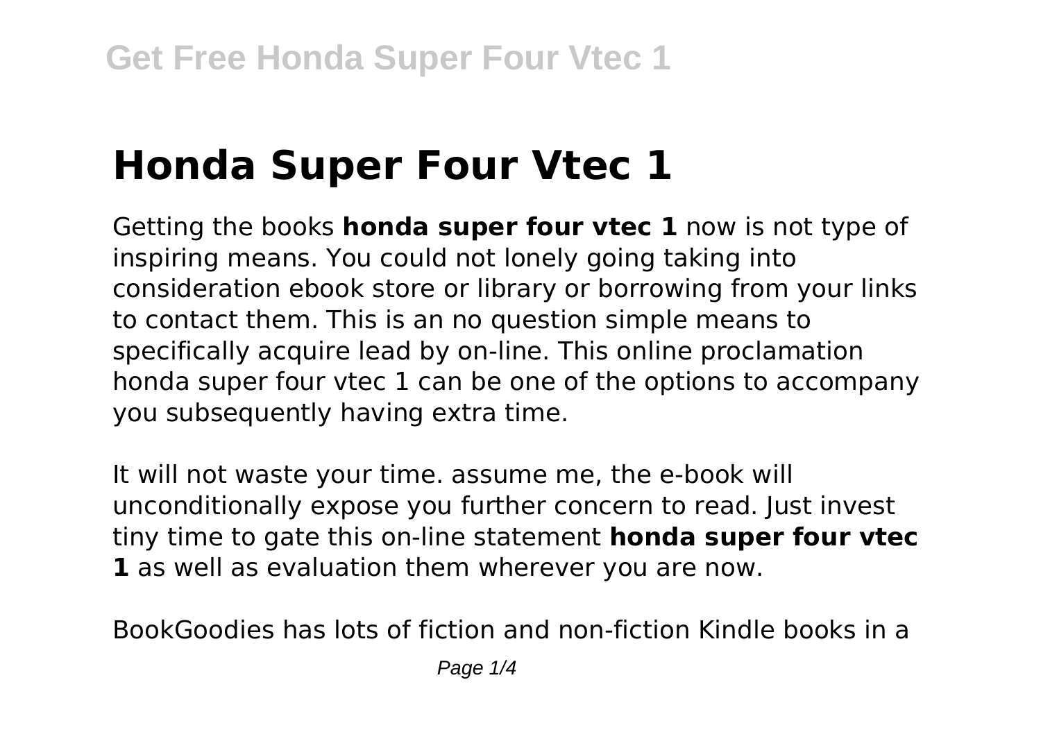# Honda Super Four Vtec 1

Getting the books **honda super four vtec 1** now is not type of inspiring means. You could not lonely going taking into consideration ebook store or library or borrowing from your links to contact them. This is an no question simple means to specifically acquire lead by on-line. This online proclamation honda super four vtec 1 can be one of the options to accompany you subsequently having extra time.

It will not waste your time. assume me, the e-book will unconditionally expose you further concern to read. Just invest tiny time to gate this on-line statement **honda super four vtec 1** as well as evaluation them wherever you are now.

BookGoodies has lots of fiction and non-fiction Kindle books in a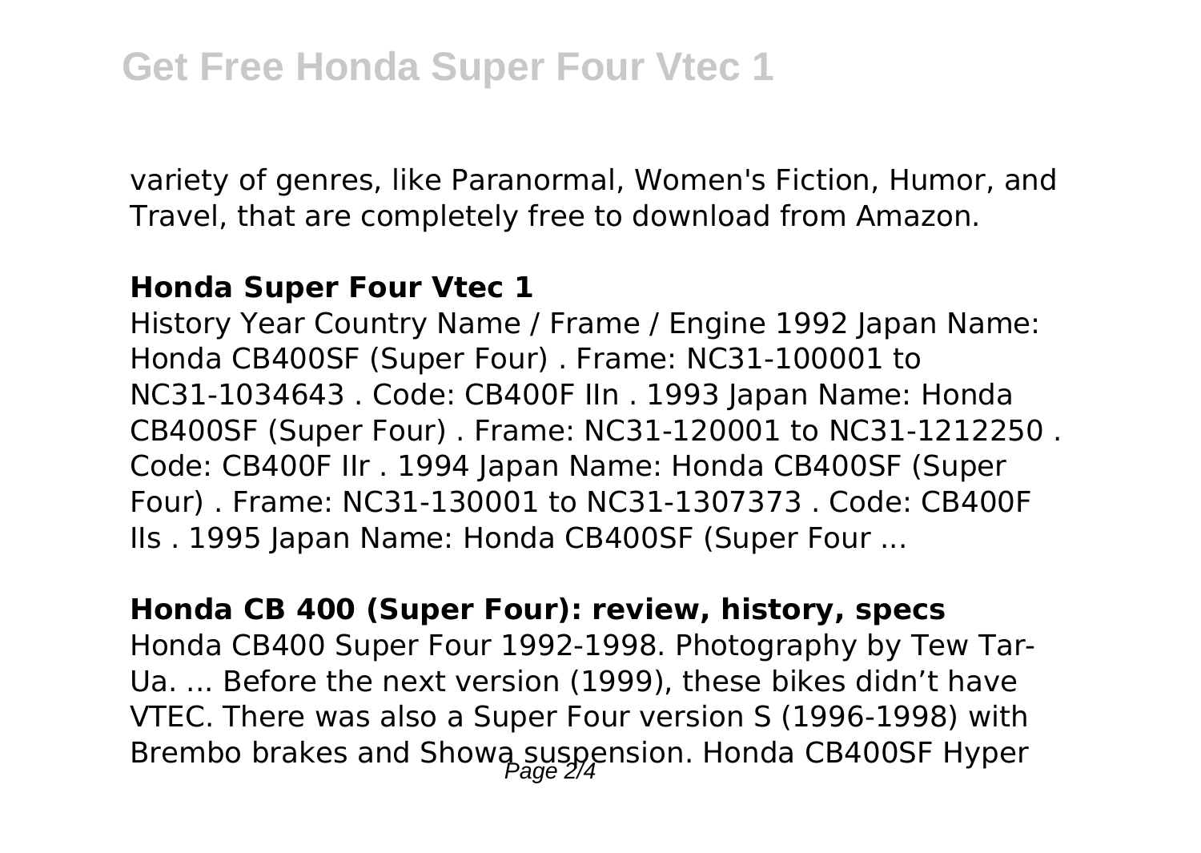variety of genres, like Paranormal, Women's Fiction, Humor, and Travel, that are completely free to download from Amazon.

### Honda Super Four Vtec 1

History Year Country Name / Frame / Engine 1992 Japan Name: Honda CB400SF (Super Four) . Frame: NC31-100001 to NC31-1034643 . Code: CB400F IIn . 1993 Japan Name: Honda CB400SF (Super Four) . Frame: NC31-120001 to NC31-1212250 . Code: CB400F IIr . 1994 Japan Name: Honda CB400SF (Super Four) . Frame: NC31-130001 to NC31-1307373 . Code: CB400F IIs . 1995 Japan Name: Honda CB400SF (Super Four ...

### Honda CB 400 (Super Four): review, history, specs

Honda CB400 Super Four 1992-1998. Photography by Tew Tar-Ua. ... Before the next version (1999), these bikes didn't have VTEC. There was also a Super Four version S (1996-1998) with Brembo brakes and Showa suspension. Honda CB400SF Hyper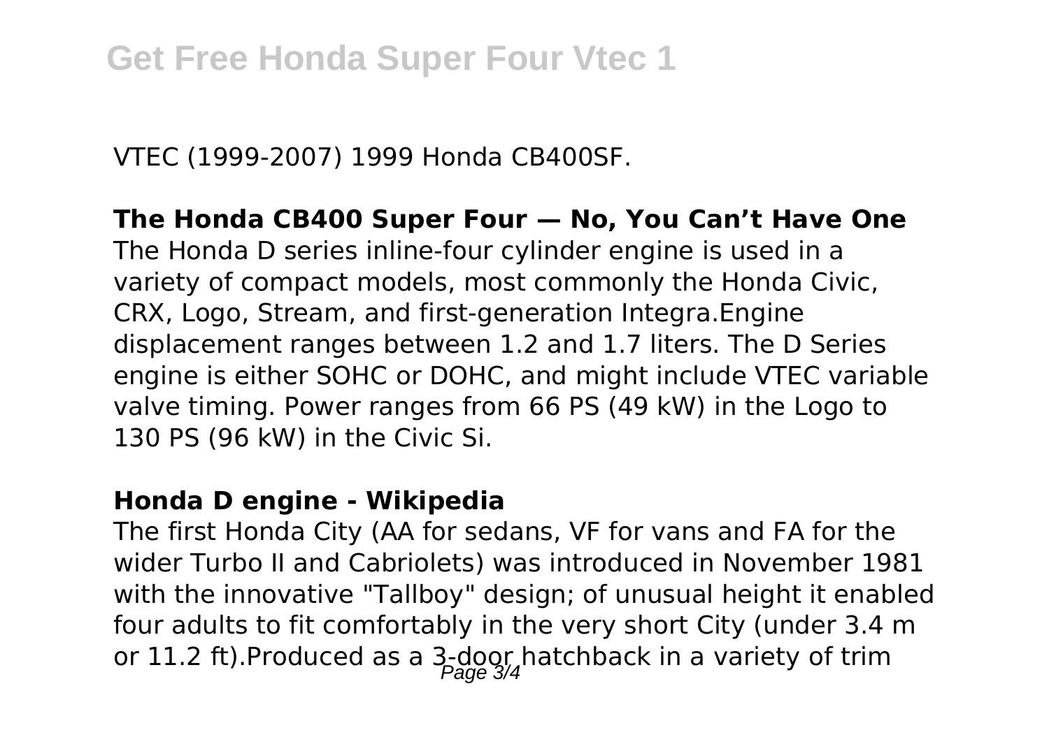VTEC (1999-2007) 1999 Honda CB400SF.

**The Honda CB400 Super Four — No, You Can't Have One**

The Honda D series inline-four cylinder engine is used in a variety of compact models, most commonly the Honda Civic, CRX, Logo, Stream, and first-generation Integra.Engine displacement ranges between 1.2 and 1.7 liters. The D Series engine is either SOHC or DOHC, and might include VTEC variable valve timing. Power ranges from 66 PS (49 kW) in the Logo to 130 PS (96 kW) in the Civic Si.

**Honda D engine - Wikipedia**

The first Honda City (AA for sedans, VF for vans and FA for the wider Turbo II and Cabriolets) was introduced in November 1981 with the innovative "Tallboy" design; of unusual height it enabled four adults to fit comfortably in the very short City (under 3.4 m or 11.2 ft).Produced as a 3-door hatchback in a variety of trim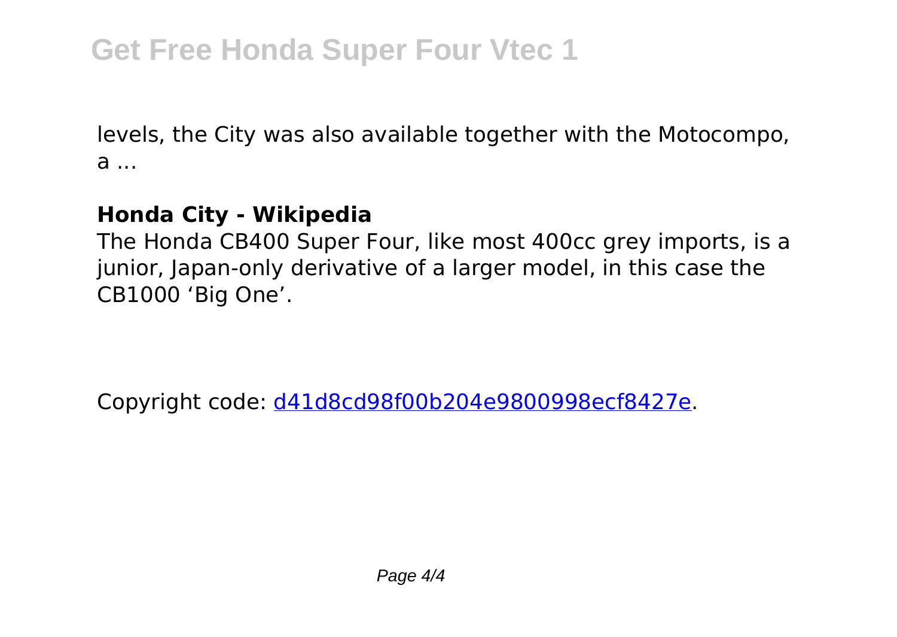levels, the City was also available together with the Motocompo, a ...

**Honda City - Wikipedia**

The Honda CB400 Super Four, like most 400cc grey imports, is a junior, Japan-only derivative of a larger model, in this case the CB1000 ‘Big One’.

Copyright code: d41d8cd98f00b204e9800998ecf8427e.